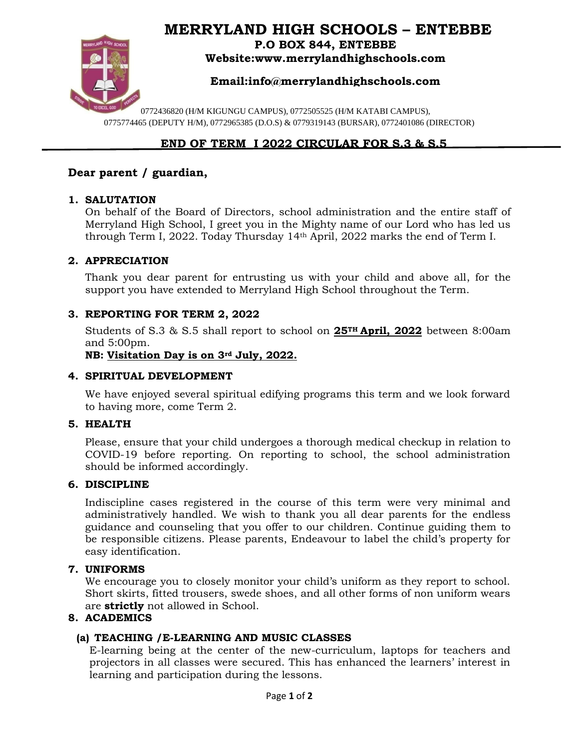# MERRYLAND HIGH SCHOOLS – ENTEBBE

**P.O BOX 844, ENTEBBE**

**Website:www.merrylandhighschools.com**

**Email:info@merrylandhighschools.com**

0772436820 (H/M KIGUNGU CAMPUS), 0772505525 (H/M KATABI CAMPUS), 0775774465 (DEPUTY H/M), 0772965385 (D.O.S) & 0779319143 (BURSAR), 0772401086 (DIRECTOR)

## END OF TERM I 2022 CIRCULAR FOR S.3 & S.5

**Dear parent / guardian,**

1. **SALUTATION**

   On behalf of the Board of Directors, school administration and the entire staff of Merryland High School, I greet you in the Mighty name of our Lord who has led us through Term I, 2022. Today Thursday 14th April, 2022 marks the end of Term I.

2. **APPRECIATION**

   Thank you dear parent for entrusting us with your child and above all, for the support you have extended to Merryland High School throughout the Term.

3. **REPORTING FOR TERM 2, 2022**

   Students of S.3 & S.5 shall report to school on **25TH April, 2022** between 8:00am and 5:00pm.

   **NB: Visitation Day is on 3rd July, 2022.**

4. **SPIRITUAL DEVELOPMENT**

   We have enjoyed several spiritual edifying programs this term and we look forward to having more, come Term 2.

5. **HEALTH**

   Please, ensure that your child undergoes a thorough medical checkup in relation to COVID-19 before reporting. On reporting to school, the school administration should be informed accordingly.

6. **DISCIPLINE**

   Indiscipline cases registered in the course of this term were very minimal and administratively handled. We wish to thank you all dear parents for the endless guidance and counseling that you offer to our children. Continue guiding them to be responsible citizens. Please parents, Endeavour to label the child's property for easy identification.

7. **UNIFORMS**

   We encourage you to closely monitor your child's uniform as they report to school. Short skirts, fitted trousers, swede shoes, and all other forms of non uniform wears are **strictly** not allowed in School.

8. **ACADEMICS**

   **(a) TEACHING /E-LEARNING AND MUSIC CLASSES**

   E-learning being at the center of the new-curriculum, laptops for teachers and projectors in all classes were secured. This has enhanced the learners' interest in learning and participation during the lessons.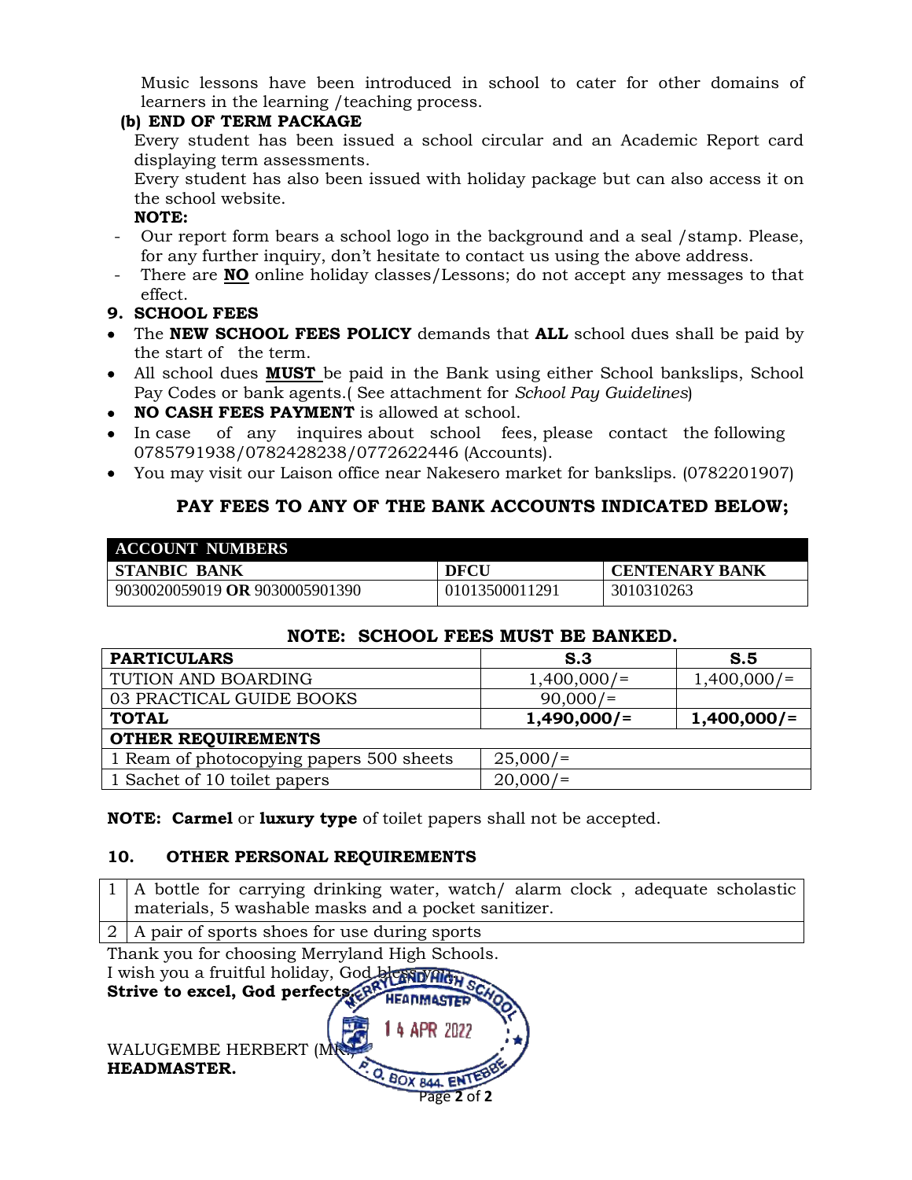Music lessons have been introduced in school to cater for other domains of learners in the learning /teaching process.

**(b) END OF TERM PACKAGE**

Every student has been issued a school circular and an Academic Report card displaying term assessments.

Every student has also been issued with holiday package but can also access it on the school website.

**NOTE:**

- Our report form bears a school logo in the background and a seal /stamp. Please, for any further inquiry, don't hesitate to contact us using the above address.
- There are **NO** online holiday classes/Lessons; do not accept any messages to that effect.

**9. SCHOOL FEES**

- The **NEW SCHOOL FEES POLICY** demands that **ALL** school dues shall be paid by the start of the term.
- All school dues **MUST** be paid in the Bank using either School bankslips, School Pay Codes or bank agents.( See attachment for *School Pay Guidelines*)
- **NO CASH FEES PAYMENT** is allowed at school.
- In case of any inquires about school fees, please contact the following 0785791938/0782428238/0772622446 (Accounts).
- You may visit our Laison office near Nakesero market for bankslips. (0782201907)

**PAY FEES TO ANY OF THE BANK ACCOUNTS INDICATED BELOW;**

| ACCOUNT NUMBERS | | |
|---|---|---|
| **STANBIC BANK** | **DFCU** | **CENTENARY BANK** |
| 9030020059019 **OR** 9030005901390 | 01013500011291 | 3010310263 |

**NOTE: SCHOOL FEES MUST BE BANKED.**

| PARTICULARS | S.3 | S.5 |
|---|---|---|
| TUTION AND BOARDING | 1,400,000/= | 1,400,000/= |
| 03 PRACTICAL GUIDE BOOKS | 90,000/= | |
| **TOTAL** | **1,490,000/=** | **1,400,000/=** |
| **OTHER REQUIREMENTS** | | |
| 1 Ream of photocopying papers 500 sheets | 25,000/= | |
| 1 Sachet of 10 toilet papers | 20,000/= | |

**NOTE: Carmel** or **luxury type** of toilet papers shall not be accepted.

**10. OTHER PERSONAL REQUIREMENTS**

| | |
|---|---|
| 1 | A bottle for carrying drinking water, watch/ alarm clock , adequate scholastic materials, 5 washable masks and a pocket sanitizer. |
| 2 | A pair of sports shoes for use during sports |

Thank you for choosing Merryland High Schools.

I wish you a fruitful holiday, God bless you.

**Strive to excel, God perfects**

MERRYLAND HIGH SCHOOL HEADMASTER 14 APR 2022 P. O. BOX 844. ENTEBBE

WALUGEMBE HERBERT (MR)

**HEADMASTER.**